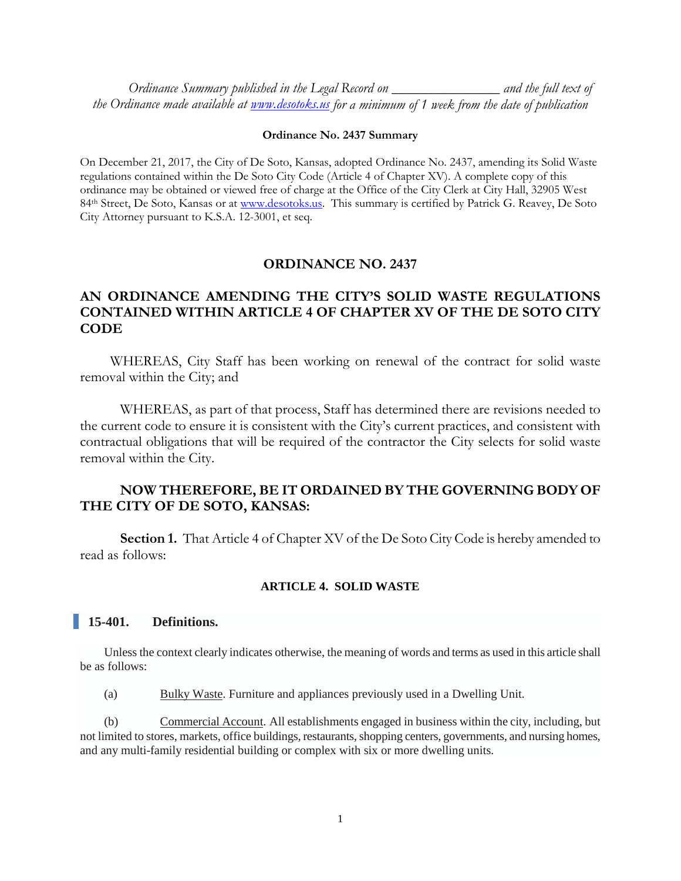*Ordinance Summary published in the Legal Record on _______________ and the full text of the Ordinance made available at [www.desotoks.us](www.desotoks.us) for a minimum of 1 week from the date of publication*

**Ordinance No. 2437 Summary**

On December 21, 2017, the City of De Soto, Kansas, adopted Ordinance No. 2437, amending its Solid Waste regulations contained within the De Soto City Code (Article 4 of Chapter XV). A complete copy of this ordinance may be obtained or viewed free of charge at the Office of the City Clerk at City Hall, 32905 West 84th Street, De Soto, Kansas or at [www.desotoks.us](www.desotoks.us). This summary is certified by Patrick G. Reavey, De Soto City Attorney pursuant to K.S.A. 12-3001, et seq.

# ORDINANCE NO. 2437

## AN ORDINANCE AMENDING THE CITY'S SOLID WASTE REGULATIONS CONTAINED WITHIN ARTICLE 4 OF CHAPTER XV OF THE DE SOTO CITY CODE

WHEREAS, City Staff has been working on renewal of the contract for solid waste removal within the City; and

WHEREAS, as part of that process, Staff has determined there are revisions needed to the current code to ensure it is consistent with the City's current practices, and consistent with contractual obligations that will be required of the contractor the City selects for solid waste removal within the City.

**NOW THEREFORE, BE IT ORDAINED BY THE GOVERNING BODY OF THE CITY OF DE SOTO, KANSAS:**

**Section 1.** That Article 4 of Chapter XV of the De Soto City Code is hereby amended to read as follows:

### ARTICLE 4. SOLID WASTE

### 15-401. Definitions.

Unless the context clearly indicates otherwise, the meaning of words and terms as used in this article shall be as follows:

(a) Bulky Waste. Furniture and appliances previously used in a Dwelling Unit.

(b) Commercial Account. All establishments engaged in business within the city, including, but not limited to stores, markets, office buildings, restaurants, shopping centers, governments, and nursing homes, and any multi-family residential building or complex with six or more dwelling units.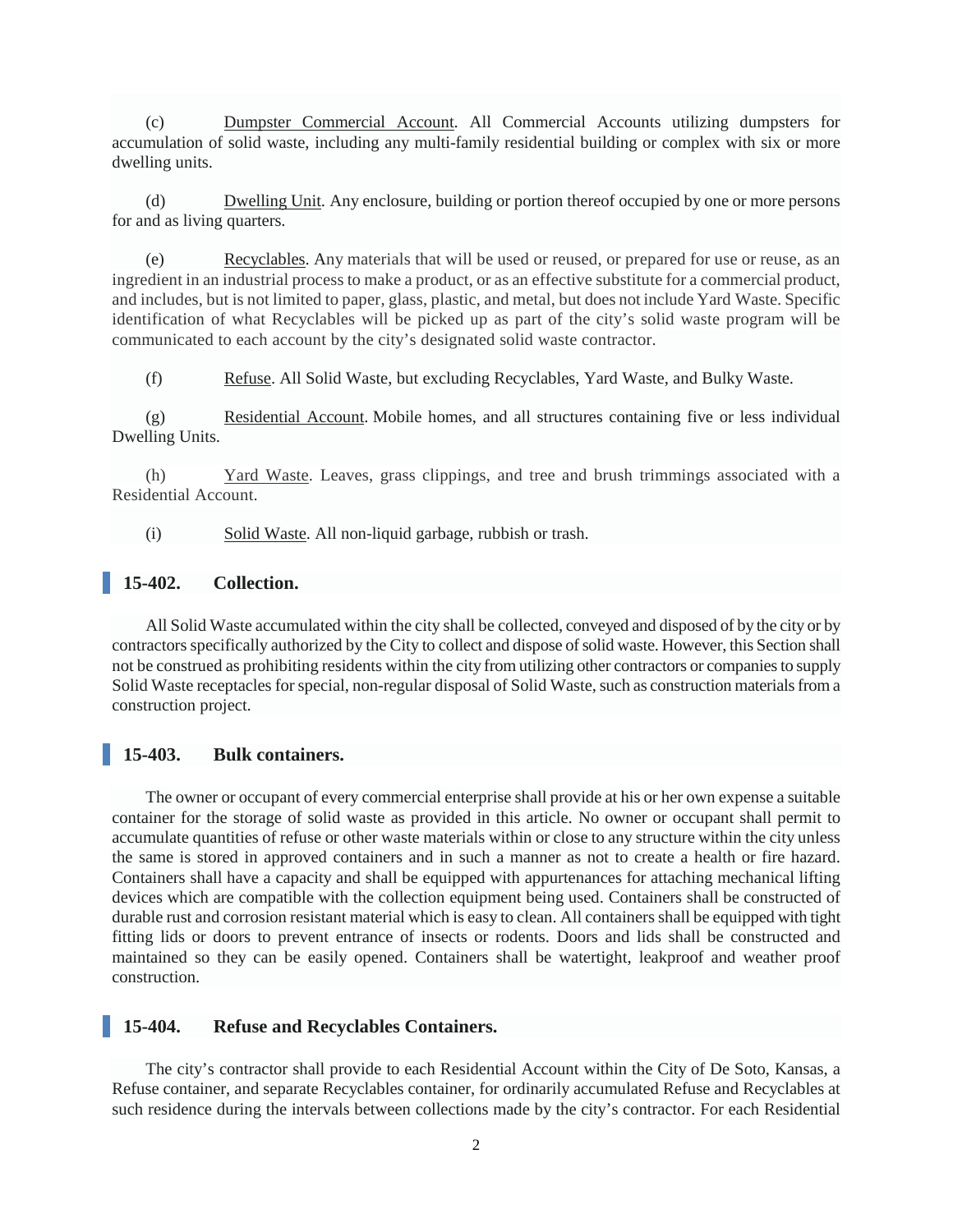(c) Dumpster Commercial Account. All Commercial Accounts utilizing dumpsters for accumulation of solid waste, including any multi-family residential building or complex with six or more dwelling units.

(d) Dwelling Unit. Any enclosure, building or portion thereof occupied by one or more persons for and as living quarters.

(e) Recyclables. Any materials that will be used or reused, or prepared for use or reuse, as an ingredient in an industrial process to make a product, or as an effective substitute for a commercial product, and includes, but is not limited to paper, glass, plastic, and metal, but does not include Yard Waste. Specific identification of what Recyclables will be picked up as part of the city's solid waste program will be communicated to each account by the city's designated solid waste contractor.

(f) Refuse. All Solid Waste, but excluding Recyclables, Yard Waste, and Bulky Waste.

(g) Residential Account. Mobile homes, and all structures containing five or less individual Dwelling Units.

(h) Yard Waste. Leaves, grass clippings, and tree and brush trimmings associated with a Residential Account.

(i) Solid Waste. All non-liquid garbage, rubbish or trash.

## 15-402. Collection.

All Solid Waste accumulated within the city shall be collected, conveyed and disposed of by the city or by contractors specifically authorized by the City to collect and dispose of solid waste. However, this Section shall not be construed as prohibiting residents within the city from utilizing other contractors or companies to supply Solid Waste receptacles for special, non-regular disposal of Solid Waste, such as construction materials from a construction project.

## 15-403. Bulk containers.

The owner or occupant of every commercial enterprise shall provide at his or her own expense a suitable container for the storage of solid waste as provided in this article. No owner or occupant shall permit to accumulate quantities of refuse or other waste materials within or close to any structure within the city unless the same is stored in approved containers and in such a manner as not to create a health or fire hazard. Containers shall have a capacity and shall be equipped with appurtenances for attaching mechanical lifting devices which are compatible with the collection equipment being used. Containers shall be constructed of durable rust and corrosion resistant material which is easy to clean. All containers shall be equipped with tight fitting lids or doors to prevent entrance of insects or rodents. Doors and lids shall be constructed and maintained so they can be easily opened. Containers shall be watertight, leakproof and weather proof construction.

## 15-404. Refuse and Recyclables Containers.

The city's contractor shall provide to each Residential Account within the City of De Soto, Kansas, a Refuse container, and separate Recyclables container, for ordinarily accumulated Refuse and Recyclables at such residence during the intervals between collections made by the city's contractor. For each Residential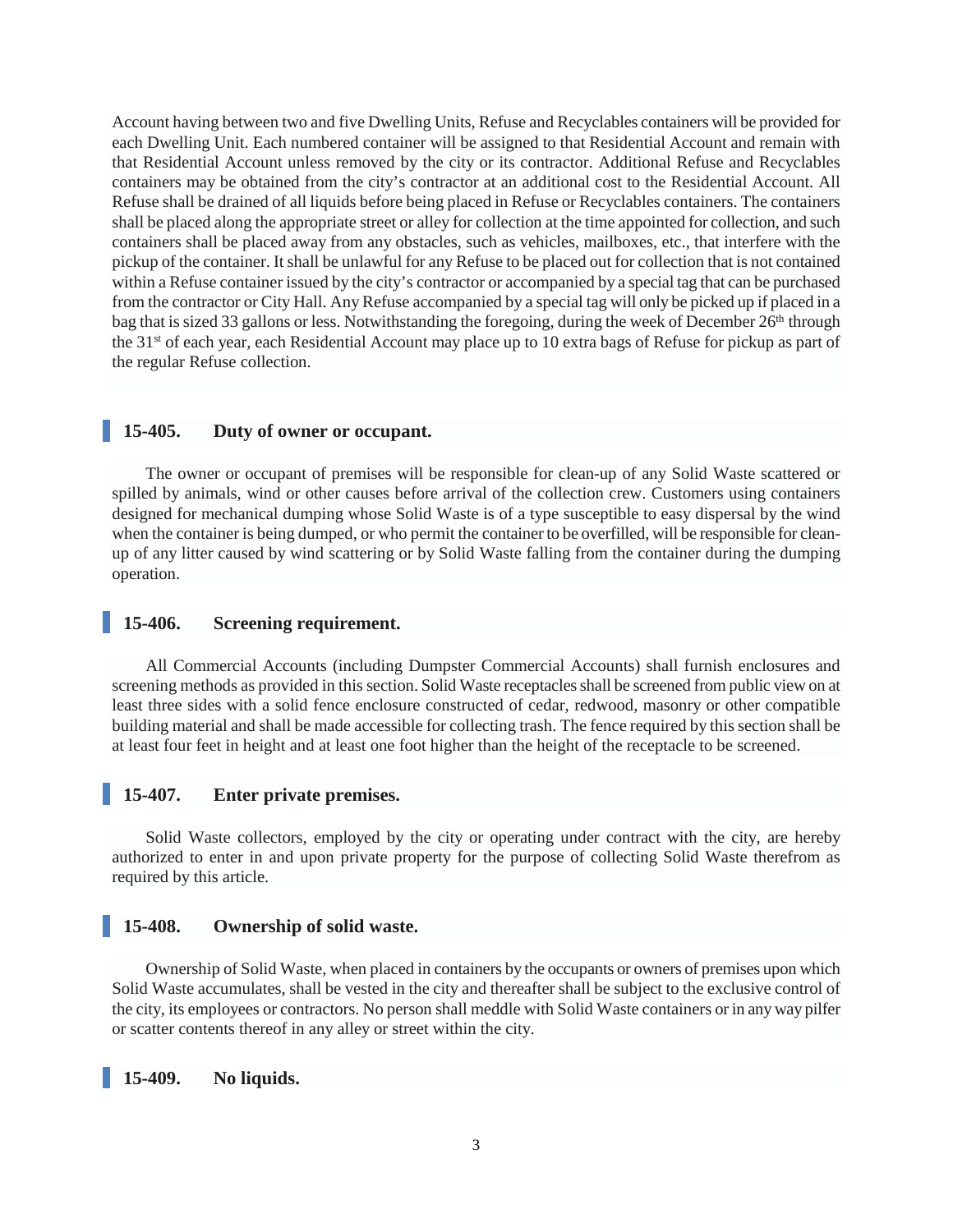Account having between two and five Dwelling Units, Refuse and Recyclables containers will be provided for each Dwelling Unit. Each numbered container will be assigned to that Residential Account and remain with that Residential Account unless removed by the city or its contractor. Additional Refuse and Recyclables containers may be obtained from the city's contractor at an additional cost to the Residential Account. All Refuse shall be drained of all liquids before being placed in Refuse or Recyclables containers. The containers shall be placed along the appropriate street or alley for collection at the time appointed for collection, and such containers shall be placed away from any obstacles, such as vehicles, mailboxes, etc., that interfere with the pickup of the container. It shall be unlawful for any Refuse to be placed out for collection that is not contained within a Refuse container issued by the city's contractor or accompanied by a special tag that can be purchased from the contractor or City Hall. Any Refuse accompanied by a special tag will only be picked up if placed in a bag that is sized 33 gallons or less. Notwithstanding the foregoing, during the week of December 26th through the 31st of each year, each Residential Account may place up to 10 extra bags of Refuse for pickup as part of the regular Refuse collection.

## 15-405. Duty of owner or occupant.

The owner or occupant of premises will be responsible for clean-up of any Solid Waste scattered or spilled by animals, wind or other causes before arrival of the collection crew. Customers using containers designed for mechanical dumping whose Solid Waste is of a type susceptible to easy dispersal by the wind when the container is being dumped, or who permit the container to be overfilled, will be responsible for clean-up of any litter caused by wind scattering or by Solid Waste falling from the container during the dumping operation.

## 15-406. Screening requirement.

All Commercial Accounts (including Dumpster Commercial Accounts) shall furnish enclosures and screening methods as provided in this section. Solid Waste receptacles shall be screened from public view on at least three sides with a solid fence enclosure constructed of cedar, redwood, masonry or other compatible building material and shall be made accessible for collecting trash. The fence required by this section shall be at least four feet in height and at least one foot higher than the height of the receptacle to be screened.

## 15-407. Enter private premises.

Solid Waste collectors, employed by the city or operating under contract with the city, are hereby authorized to enter in and upon private property for the purpose of collecting Solid Waste therefrom as required by this article.

## 15-408. Ownership of solid waste.

Ownership of Solid Waste, when placed in containers by the occupants or owners of premises upon which Solid Waste accumulates, shall be vested in the city and thereafter shall be subject to the exclusive control of the city, its employees or contractors. No person shall meddle with Solid Waste containers or in any way pilfer or scatter contents thereof in any alley or street within the city.

## 15-409. No liquids.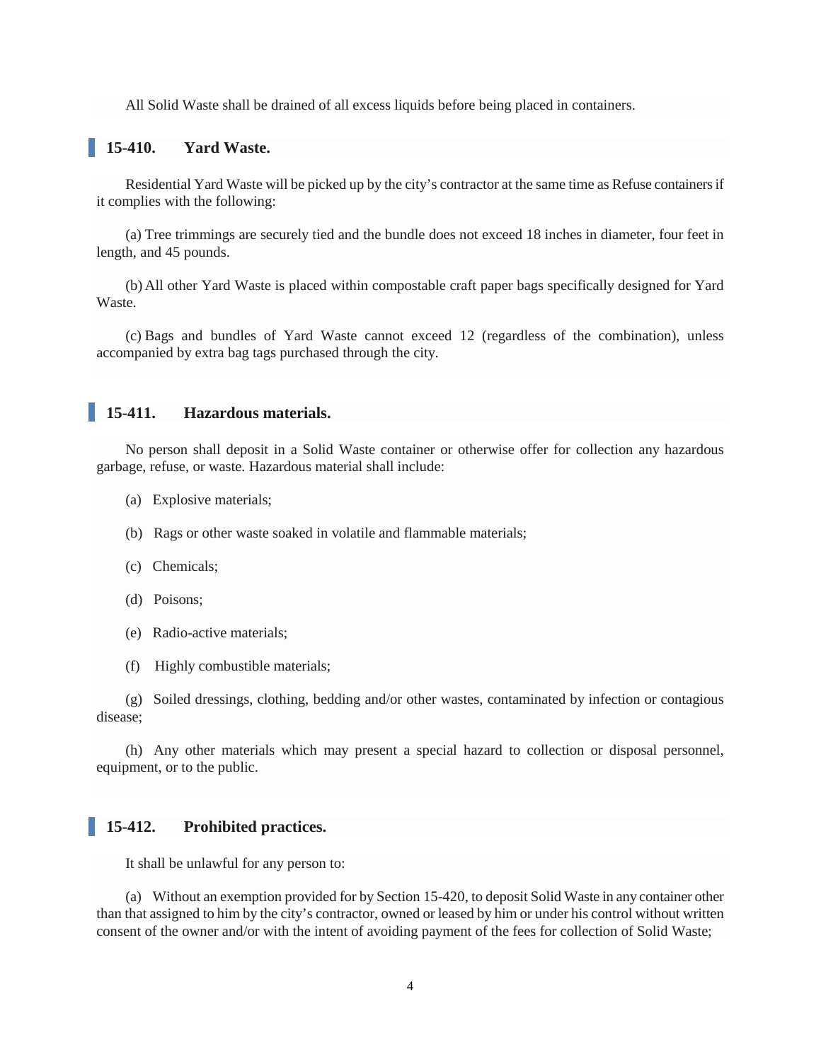All Solid Waste shall be drained of all excess liquids before being placed in containers.

## 15-410. Yard Waste.

Residential Yard Waste will be picked up by the city's contractor at the same time as Refuse containers if it complies with the following:

(a) Tree trimmings are securely tied and the bundle does not exceed 18 inches in diameter, four feet in length, and 45 pounds.

(b) All other Yard Waste is placed within compostable craft paper bags specifically designed for Yard Waste.

(c) Bags and bundles of Yard Waste cannot exceed 12 (regardless of the combination), unless accompanied by extra bag tags purchased through the city.

## 15-411. Hazardous materials.

No person shall deposit in a Solid Waste container or otherwise offer for collection any hazardous garbage, refuse, or waste. Hazardous material shall include:

(a) Explosive materials;

(b) Rags or other waste soaked in volatile and flammable materials;

(c) Chemicals;

(d) Poisons;

(e) Radio-active materials;

(f) Highly combustible materials;

(g) Soiled dressings, clothing, bedding and/or other wastes, contaminated by infection or contagious disease;

(h) Any other materials which may present a special hazard to collection or disposal personnel, equipment, or to the public.

## 15-412. Prohibited practices.

It shall be unlawful for any person to:

(a) Without an exemption provided for by Section 15-420, to deposit Solid Waste in any container other than that assigned to him by the city's contractor, owned or leased by him or under his control without written consent of the owner and/or with the intent of avoiding payment of the fees for collection of Solid Waste;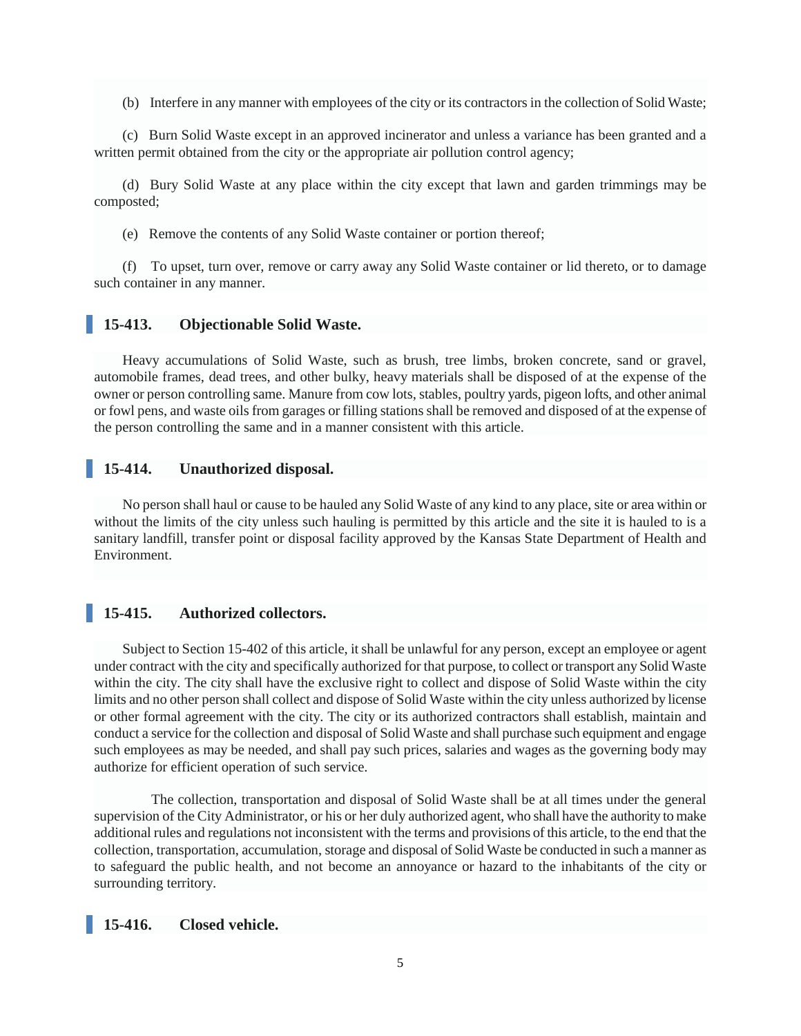(b) Interfere in any manner with employees of the city or its contractors in the collection of Solid Waste;

(c) Burn Solid Waste except in an approved incinerator and unless a variance has been granted and a written permit obtained from the city or the appropriate air pollution control agency;

(d) Bury Solid Waste at any place within the city except that lawn and garden trimmings may be composted;

(e) Remove the contents of any Solid Waste container or portion thereof;

(f) To upset, turn over, remove or carry away any Solid Waste container or lid thereto, or to damage such container in any manner.

## 15-413. Objectionable Solid Waste.

Heavy accumulations of Solid Waste, such as brush, tree limbs, broken concrete, sand or gravel, automobile frames, dead trees, and other bulky, heavy materials shall be disposed of at the expense of the owner or person controlling same. Manure from cow lots, stables, poultry yards, pigeon lofts, and other animal or fowl pens, and waste oils from garages or filling stations shall be removed and disposed of at the expense of the person controlling the same and in a manner consistent with this article.

## 15-414. Unauthorized disposal.

No person shall haul or cause to be hauled any Solid Waste of any kind to any place, site or area within or without the limits of the city unless such hauling is permitted by this article and the site it is hauled to is a sanitary landfill, transfer point or disposal facility approved by the Kansas State Department of Health and Environment.

## 15-415. Authorized collectors.

Subject to Section 15-402 of this article, it shall be unlawful for any person, except an employee or agent under contract with the city and specifically authorized for that purpose, to collect or transport any Solid Waste within the city. The city shall have the exclusive right to collect and dispose of Solid Waste within the city limits and no other person shall collect and dispose of Solid Waste within the city unless authorized by license or other formal agreement with the city. The city or its authorized contractors shall establish, maintain and conduct a service for the collection and disposal of Solid Waste and shall purchase such equipment and engage such employees as may be needed, and shall pay such prices, salaries and wages as the governing body may authorize for efficient operation of such service.

The collection, transportation and disposal of Solid Waste shall be at all times under the general supervision of the City Administrator, or his or her duly authorized agent, who shall have the authority to make additional rules and regulations not inconsistent with the terms and provisions of this article, to the end that the collection, transportation, accumulation, storage and disposal of Solid Waste be conducted in such a manner as to safeguard the public health, and not become an annoyance or hazard to the inhabitants of the city or surrounding territory.

## 15-416. Closed vehicle.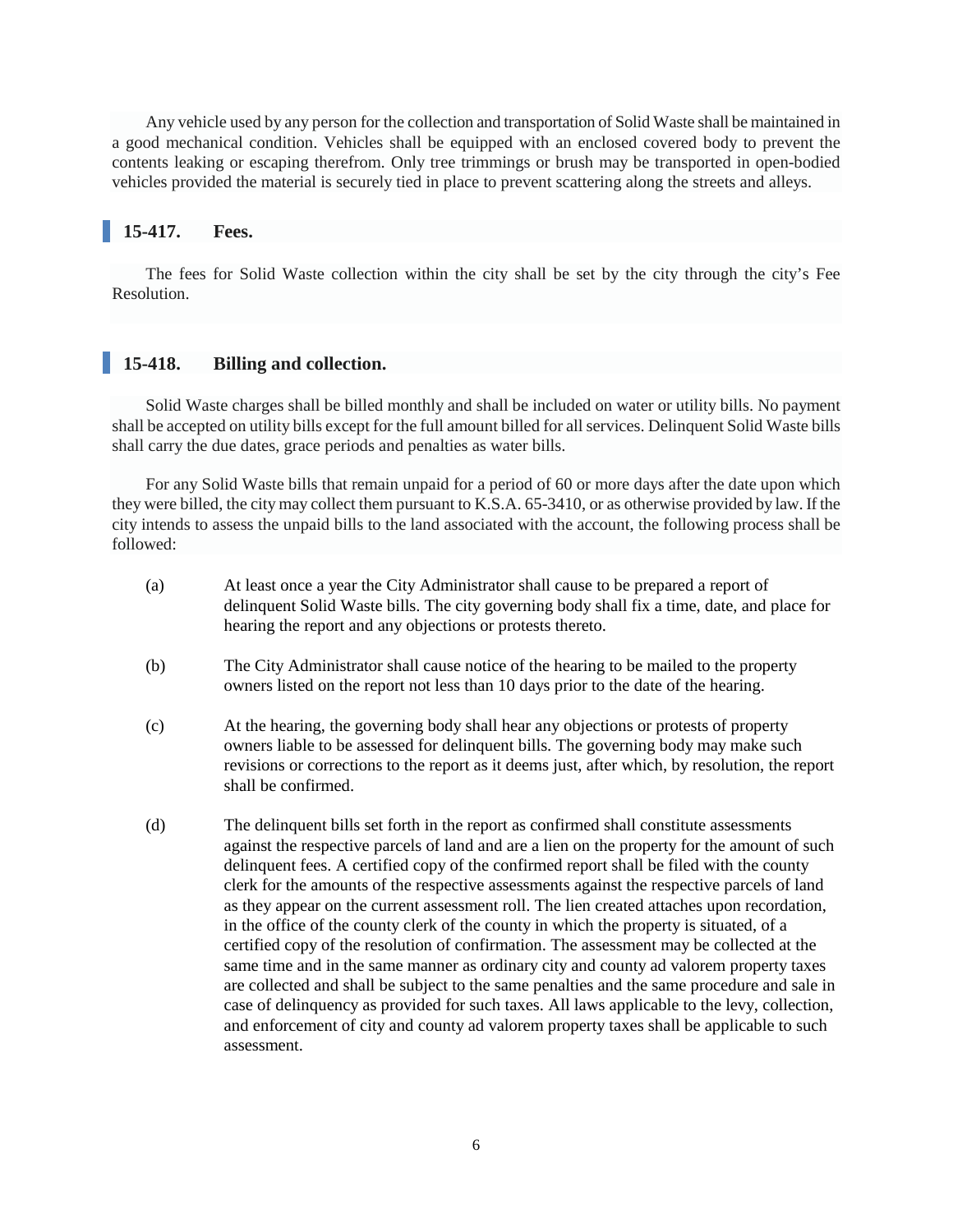Any vehicle used by any person for the collection and transportation of Solid Waste shall be maintained in a good mechanical condition. Vehicles shall be equipped with an enclosed covered body to prevent the contents leaking or escaping therefrom. Only tree trimmings or brush may be transported in open-bodied vehicles provided the material is securely tied in place to prevent scattering along the streets and alleys.

## 15-417. Fees.

The fees for Solid Waste collection within the city shall be set by the city through the city's Fee Resolution.

## 15-418. Billing and collection.

Solid Waste charges shall be billed monthly and shall be included on water or utility bills. No payment shall be accepted on utility bills except for the full amount billed for all services. Delinquent Solid Waste bills shall carry the due dates, grace periods and penalties as water bills.

For any Solid Waste bills that remain unpaid for a period of 60 or more days after the date upon which they were billed, the city may collect them pursuant to K.S.A. 65-3410, or as otherwise provided by law. If the city intends to assess the unpaid bills to the land associated with the account, the following process shall be followed:

(a) At least once a year the City Administrator shall cause to be prepared a report of delinquent Solid Waste bills. The city governing body shall fix a time, date, and place for hearing the report and any objections or protests thereto.

(b) The City Administrator shall cause notice of the hearing to be mailed to the property owners listed on the report not less than 10 days prior to the date of the hearing.

(c) At the hearing, the governing body shall hear any objections or protests of property owners liable to be assessed for delinquent bills. The governing body may make such revisions or corrections to the report as it deems just, after which, by resolution, the report shall be confirmed.

(d) The delinquent bills set forth in the report as confirmed shall constitute assessments against the respective parcels of land and are a lien on the property for the amount of such delinquent fees. A certified copy of the confirmed report shall be filed with the county clerk for the amounts of the respective assessments against the respective parcels of land as they appear on the current assessment roll. The lien created attaches upon recordation, in the office of the county clerk of the county in which the property is situated, of a certified copy of the resolution of confirmation. The assessment may be collected at the same time and in the same manner as ordinary city and county ad valorem property taxes are collected and shall be subject to the same penalties and the same procedure and sale in case of delinquency as provided for such taxes. All laws applicable to the levy, collection, and enforcement of city and county ad valorem property taxes shall be applicable to such assessment.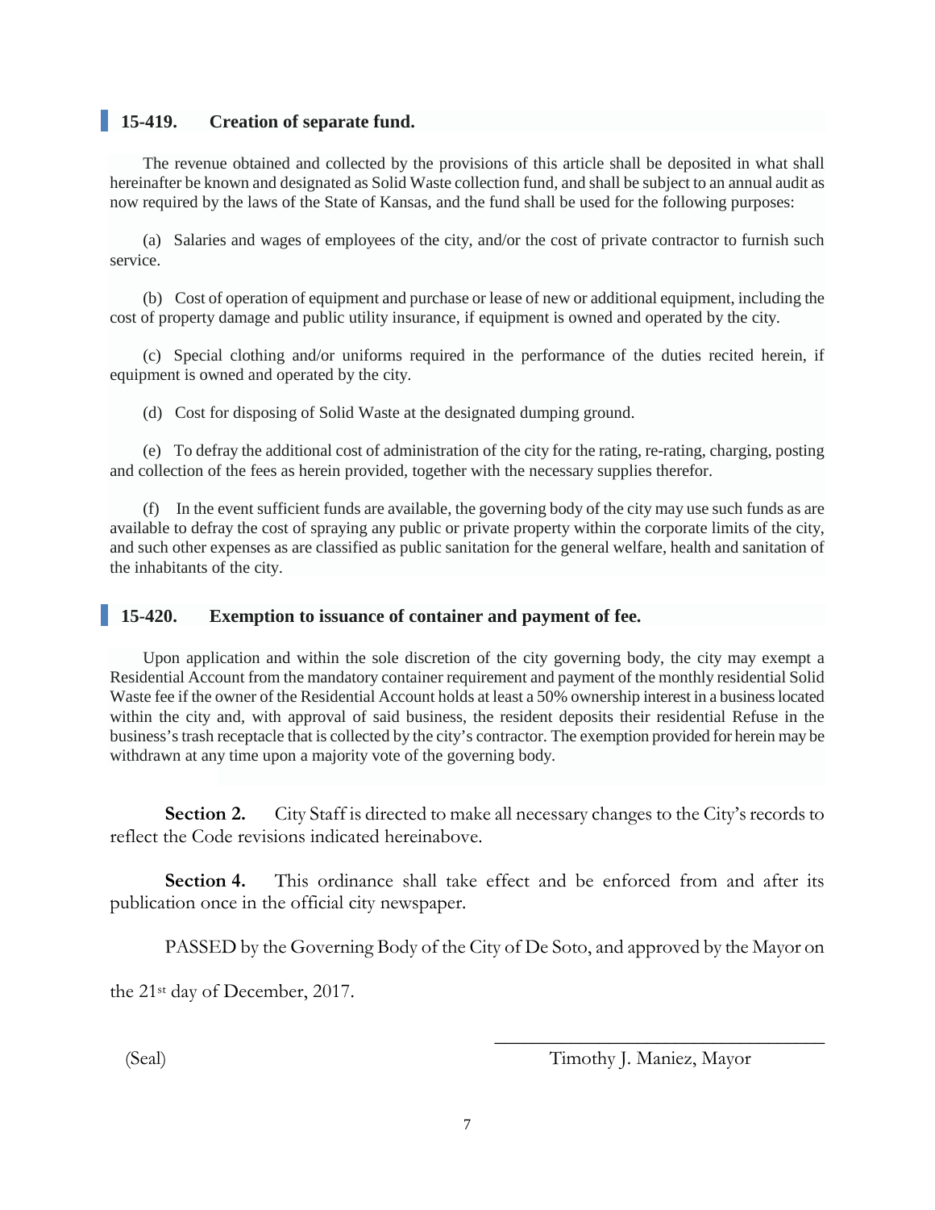### 15-419. Creation of separate fund.

The revenue obtained and collected by the provisions of this article shall be deposited in what shall hereinafter be known and designated as Solid Waste collection fund, and shall be subject to an annual audit as now required by the laws of the State of Kansas, and the fund shall be used for the following purposes:

(a) Salaries and wages of employees of the city, and/or the cost of private contractor to furnish such service.

(b) Cost of operation of equipment and purchase or lease of new or additional equipment, including the cost of property damage and public utility insurance, if equipment is owned and operated by the city.

(c) Special clothing and/or uniforms required in the performance of the duties recited herein, if equipment is owned and operated by the city.

(d) Cost for disposing of Solid Waste at the designated dumping ground.

(e) To defray the additional cost of administration of the city for the rating, re-rating, charging, posting and collection of the fees as herein provided, together with the necessary supplies therefor.

(f) In the event sufficient funds are available, the governing body of the city may use such funds as are available to defray the cost of spraying any public or private property within the corporate limits of the city, and such other expenses as are classified as public sanitation for the general welfare, health and sanitation of the inhabitants of the city.

### 15-420. Exemption to issuance of container and payment of fee.

Upon application and within the sole discretion of the city governing body, the city may exempt a Residential Account from the mandatory container requirement and payment of the monthly residential Solid Waste fee if the owner of the Residential Account holds at least a 50% ownership interest in a business located within the city and, with approval of said business, the resident deposits their residential Refuse in the business's trash receptacle that is collected by the city's contractor. The exemption provided for herein may be withdrawn at any time upon a majority vote of the governing body.

**Section 2.** City Staff is directed to make all necessary changes to the City's records to reflect the Code revisions indicated hereinabove.

**Section 4.** This ordinance shall take effect and be enforced from and after its publication once in the official city newspaper.

PASSED by the Governing Body of the City of De Soto, and approved by the Mayor on the 21st day of December, 2017.

(Seal)

\_\_\_\_\_\_\_\_\_\_\_\_\_\_\_\_\_\_\_\_\_\_\_\_\_\_\_\_\_\_\_\_\_\_\_\_

Timothy J. Maniez, Mayor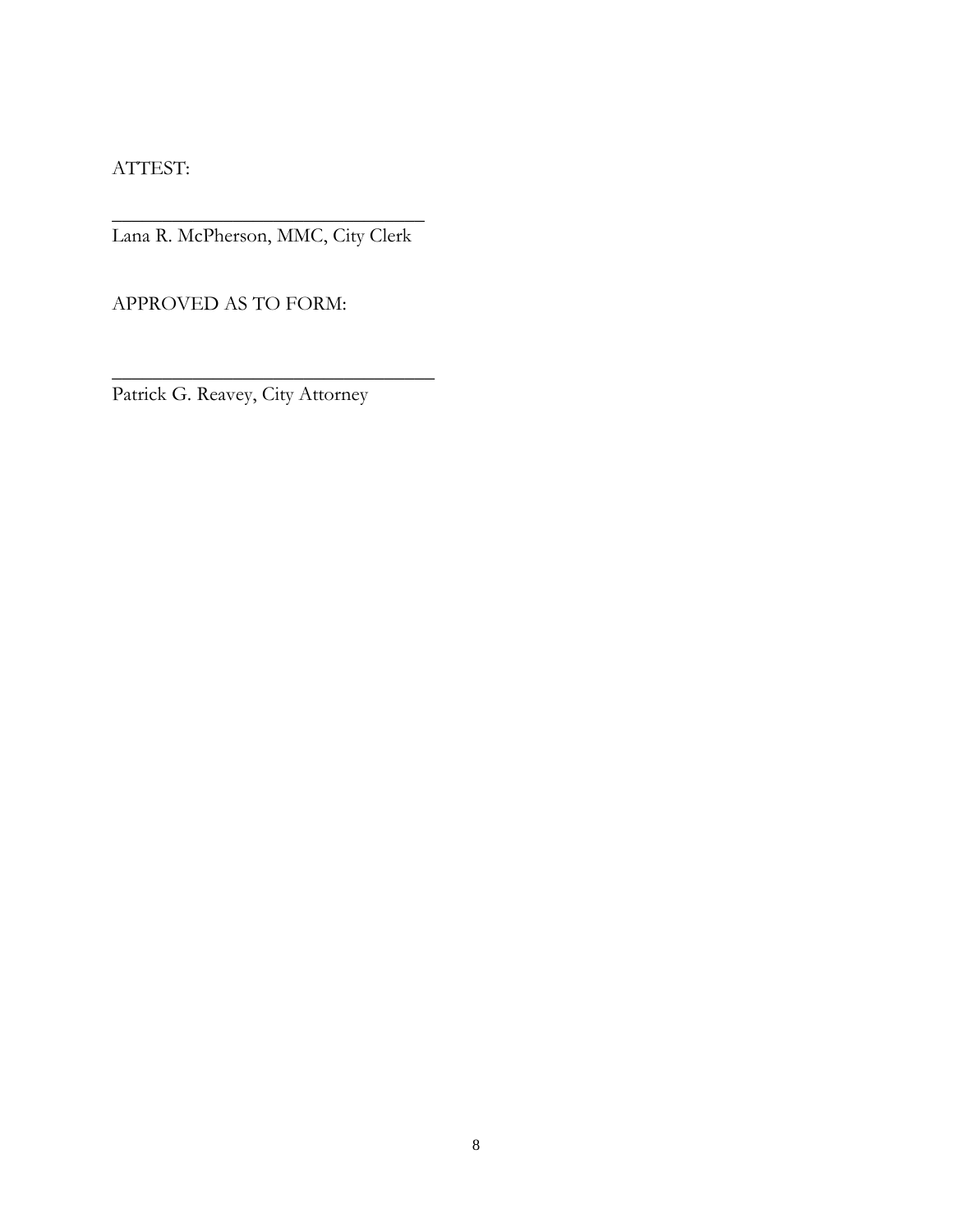ATTEST:

\_\_\_\_\_\_\_\_\_\_\_\_\_\_\_\_\_\_\_\_\_\_\_\_\_\_\_\_\_\_\_\_\_

Lana R. McPherson, MMC, City Clerk

APPROVED AS TO FORM:

\_\_\_\_\_\_\_\_\_\_\_\_\_\_\_\_\_\_\_\_\_\_\_\_\_\_\_\_\_\_\_\_\_\_

Patrick G. Reavey, City Attorney